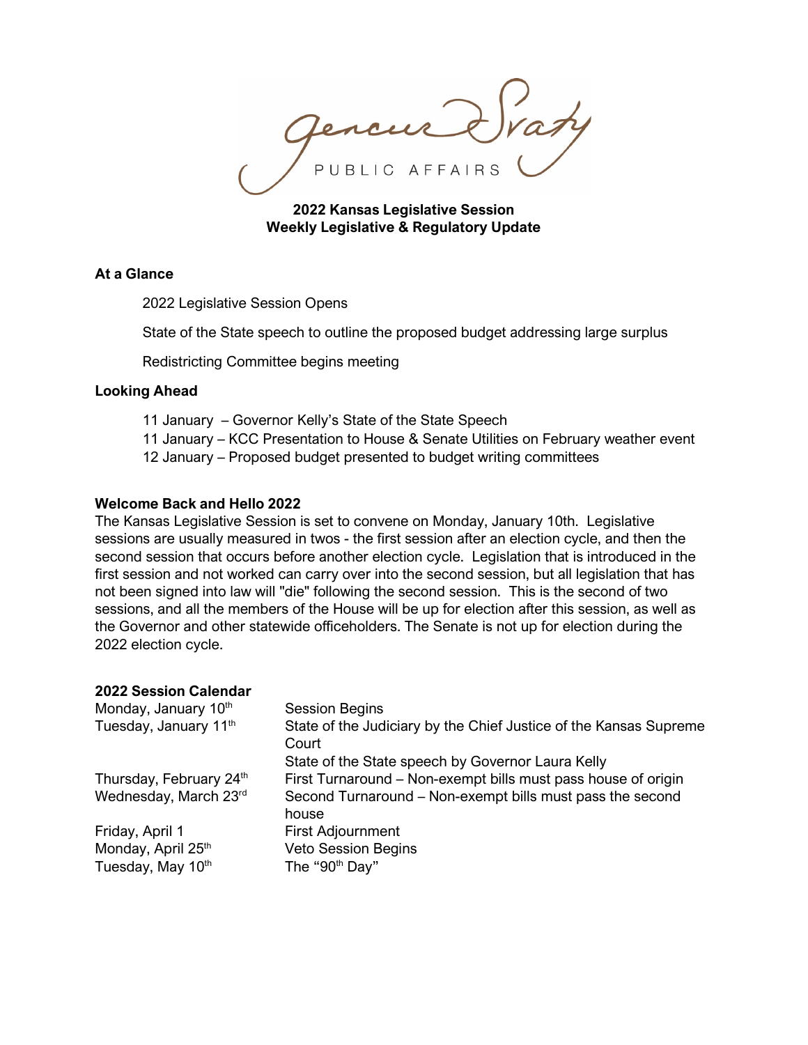**2022 Kansas Legislative Session**
**Weekly Legislative & Regulatory Update**

### At a Glance

2022 Legislative Session Opens

State of the State speech to outline the proposed budget addressing large surplus

Redistricting Committee begins meeting

### Looking Ahead

11 January – Governor Kelly's State of the State Speech
11 January – KCC Presentation to House & Senate Utilities on February weather event
12 January – Proposed budget presented to budget writing committees

### Welcome Back and Hello 2022

The Kansas Legislative Session is set to convene on Monday, January 10th. Legislative sessions are usually measured in twos - the first session after an election cycle, and then the second session that occurs before another election cycle. Legislation that is introduced in the first session and not worked can carry over into the second session, but all legislation that has not been signed into law will "die" following the second session. This is the second of two sessions, and all the members of the House will be up for election after this session, as well as the Governor and other statewide officeholders. The Senate is not up for election during the 2022 election cycle.

### 2022 Session Calendar

| | |
|---|---|
| Monday, January 10th | Session Begins |
| Tuesday, January 11th | State of the Judiciary by the Chief Justice of the Kansas Supreme Court |
| | State of the State speech by Governor Laura Kelly |
| Thursday, February 24th | First Turnaround – Non-exempt bills must pass house of origin |
| Wednesday, March 23rd | Second Turnaround – Non-exempt bills must pass the second house |
| Friday, April 1 | First Adjournment |
| Monday, April 25th | Veto Session Begins |
| Tuesday, May 10th | The "90th Day" |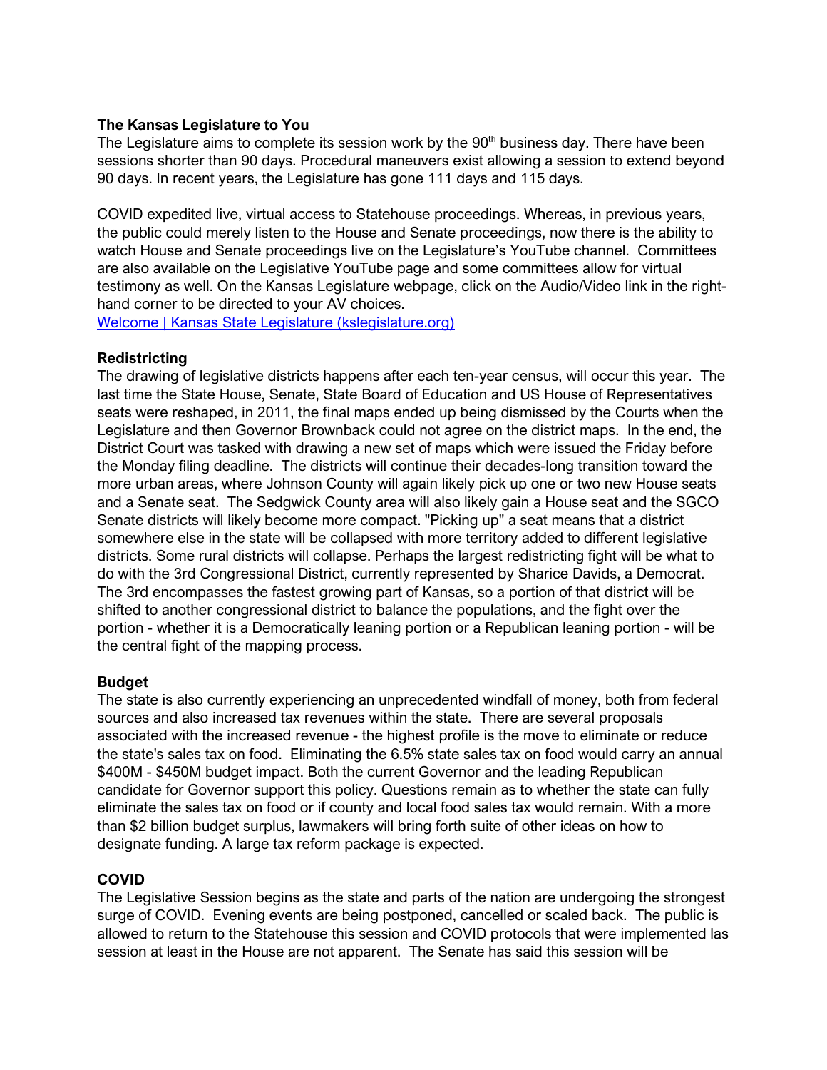**The Kansas Legislature to You**
The Legislature aims to complete its session work by the 90th business day. There have been sessions shorter than 90 days. Procedural maneuvers exist allowing a session to extend beyond 90 days. In recent years, the Legislature has gone 111 days and 115 days.

COVID expedited live, virtual access to Statehouse proceedings. Whereas, in previous years, the public could merely listen to the House and Senate proceedings, now there is the ability to watch House and Senate proceedings live on the Legislature's YouTube channel. Committees are also available on the Legislative YouTube page and some committees allow for virtual testimony as well. On the Kansas Legislature webpage, click on the Audio/Video link in the right-hand corner to be directed to your AV choices.
[Welcome | Kansas State Legislature (kslegislature.org)](http://kslegislature.org)

**Redistricting**
The drawing of legislative districts happens after each ten-year census, will occur this year. The last time the State House, Senate, State Board of Education and US House of Representatives seats were reshaped, in 2011, the final maps ended up being dismissed by the Courts when the Legislature and then Governor Brownback could not agree on the district maps. In the end, the District Court was tasked with drawing a new set of maps which were issued the Friday before the Monday filing deadline. The districts will continue their decades-long transition toward the more urban areas, where Johnson County will again likely pick up one or two new House seats and a Senate seat. The Sedgwick County area will also likely gain a House seat and the SGCO Senate districts will likely become more compact. "Picking up" a seat means that a district somewhere else in the state will be collapsed with more territory added to different legislative districts. Some rural districts will collapse. Perhaps the largest redistricting fight will be what to do with the 3rd Congressional District, currently represented by Sharice Davids, a Democrat. The 3rd encompasses the fastest growing part of Kansas, so a portion of that district will be shifted to another congressional district to balance the populations, and the fight over the portion - whether it is a Democratically leaning portion or a Republican leaning portion - will be the central fight of the mapping process.

**Budget**
The state is also currently experiencing an unprecedented windfall of money, both from federal sources and also increased tax revenues within the state. There are several proposals associated with the increased revenue - the highest profile is the move to eliminate or reduce the state's sales tax on food. Eliminating the 6.5% state sales tax on food would carry an annual $400M - $450M budget impact. Both the current Governor and the leading Republican candidate for Governor support this policy. Questions remain as to whether the state can fully eliminate the sales tax on food or if county and local food sales tax would remain. With a more than $2 billion budget surplus, lawmakers will bring forth suite of other ideas on how to designate funding. A large tax reform package is expected.

**COVID**
The Legislative Session begins as the state and parts of the nation are undergoing the strongest surge of COVID. Evening events are being postponed, cancelled or scaled back. The public is allowed to return to the Statehouse this session and COVID protocols that were implemented las session at least in the House are not apparent. The Senate has said this session will be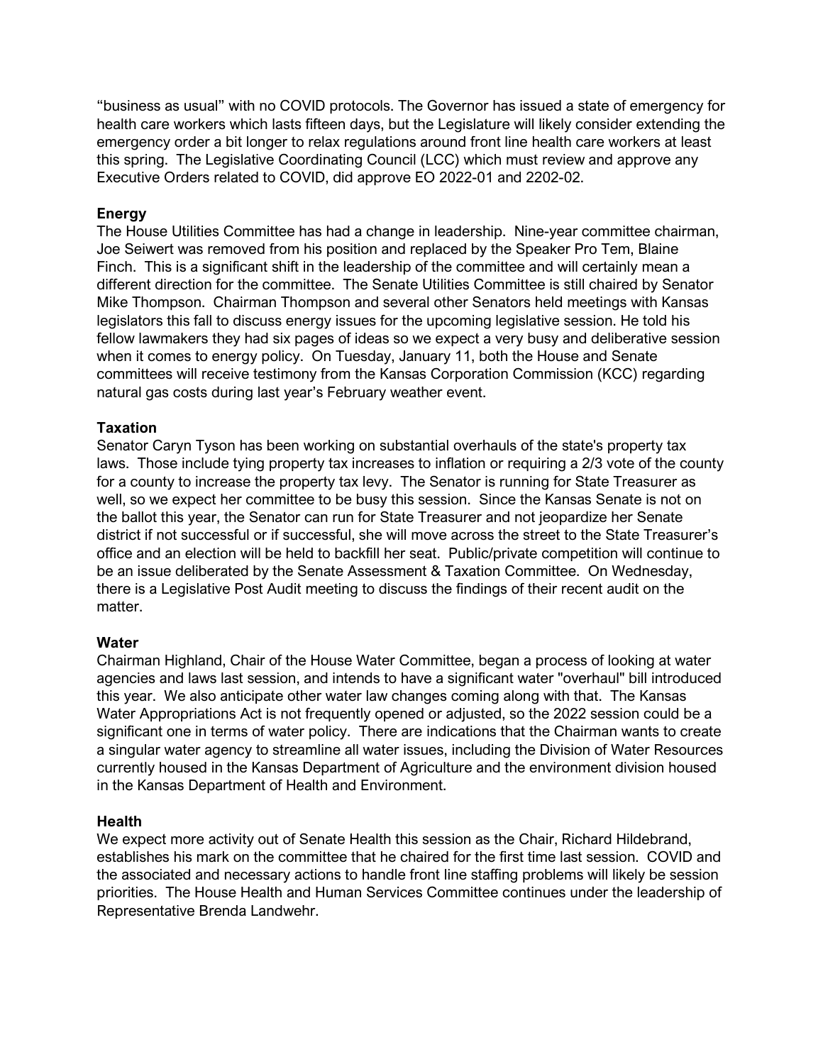"business as usual" with no COVID protocols. The Governor has issued a state of emergency for health care workers which lasts fifteen days, but the Legislature will likely consider extending the emergency order a bit longer to relax regulations around front line health care workers at least this spring. The Legislative Coordinating Council (LCC) which must review and approve any Executive Orders related to COVID, did approve EO 2022-01 and 2202-02.

**Energy**

The House Utilities Committee has had a change in leadership. Nine-year committee chairman, Joe Seiwert was removed from his position and replaced by the Speaker Pro Tem, Blaine Finch. This is a significant shift in the leadership of the committee and will certainly mean a different direction for the committee. The Senate Utilities Committee is still chaired by Senator Mike Thompson. Chairman Thompson and several other Senators held meetings with Kansas legislators this fall to discuss energy issues for the upcoming legislative session. He told his fellow lawmakers they had six pages of ideas so we expect a very busy and deliberative session when it comes to energy policy. On Tuesday, January 11, both the House and Senate committees will receive testimony from the Kansas Corporation Commission (KCC) regarding natural gas costs during last year's February weather event.

**Taxation**

Senator Caryn Tyson has been working on substantial overhauls of the state's property tax laws. Those include tying property tax increases to inflation or requiring a 2/3 vote of the county for a county to increase the property tax levy. The Senator is running for State Treasurer as well, so we expect her committee to be busy this session. Since the Kansas Senate is not on the ballot this year, the Senator can run for State Treasurer and not jeopardize her Senate district if not successful or if successful, she will move across the street to the State Treasurer's office and an election will be held to backfill her seat. Public/private competition will continue to be an issue deliberated by the Senate Assessment & Taxation Committee. On Wednesday, there is a Legislative Post Audit meeting to discuss the findings of their recent audit on the matter.

**Water**

Chairman Highland, Chair of the House Water Committee, began a process of looking at water agencies and laws last session, and intends to have a significant water "overhaul" bill introduced this year. We also anticipate other water law changes coming along with that. The Kansas Water Appropriations Act is not frequently opened or adjusted, so the 2022 session could be a significant one in terms of water policy. There are indications that the Chairman wants to create a singular water agency to streamline all water issues, including the Division of Water Resources currently housed in the Kansas Department of Agriculture and the environment division housed in the Kansas Department of Health and Environment.

**Health**

We expect more activity out of Senate Health this session as the Chair, Richard Hildebrand, establishes his mark on the committee that he chaired for the first time last session. COVID and the associated and necessary actions to handle front line staffing problems will likely be session priorities. The House Health and Human Services Committee continues under the leadership of Representative Brenda Landwehr.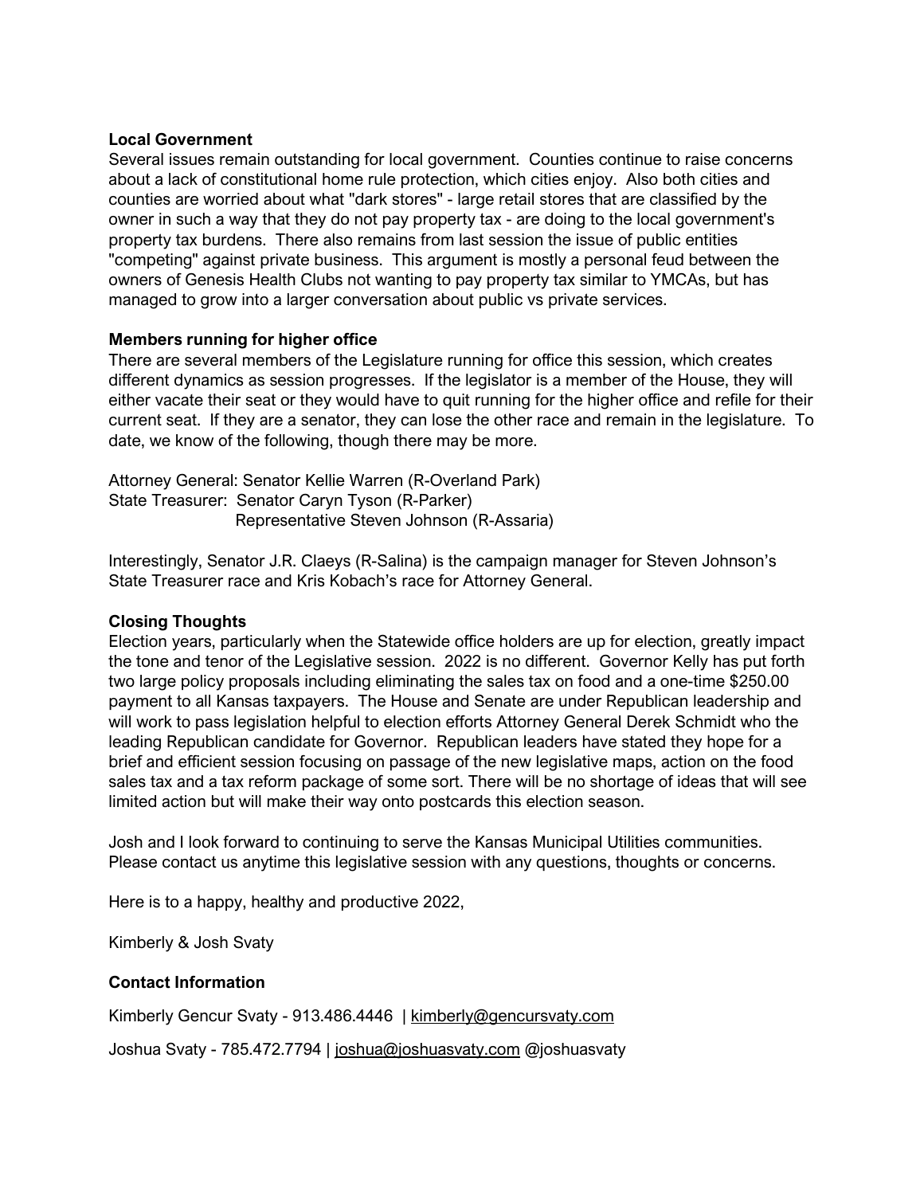**Local Government**

Several issues remain outstanding for local government. Counties continue to raise concerns about a lack of constitutional home rule protection, which cities enjoy. Also both cities and counties are worried about what "dark stores" - large retail stores that are classified by the owner in such a way that they do not pay property tax - are doing to the local government's property tax burdens. There also remains from last session the issue of public entities "competing" against private business. This argument is mostly a personal feud between the owners of Genesis Health Clubs not wanting to pay property tax similar to YMCAs, but has managed to grow into a larger conversation about public vs private services.

**Members running for higher office**

There are several members of the Legislature running for office this session, which creates different dynamics as session progresses. If the legislator is a member of the House, they will either vacate their seat or they would have to quit running for the higher office and refile for their current seat. If they are a senator, they can lose the other race and remain in the legislature. To date, we know of the following, though there may be more.

Attorney General: Senator Kellie Warren (R-Overland Park)
State Treasurer: Senator Caryn Tyson (R-Parker)
Representative Steven Johnson (R-Assaria)

Interestingly, Senator J.R. Claeys (R-Salina) is the campaign manager for Steven Johnson's State Treasurer race and Kris Kobach's race for Attorney General.

**Closing Thoughts**

Election years, particularly when the Statewide office holders are up for election, greatly impact the tone and tenor of the Legislative session. 2022 is no different. Governor Kelly has put forth two large policy proposals including eliminating the sales tax on food and a one-time $250.00 payment to all Kansas taxpayers. The House and Senate are under Republican leadership and will work to pass legislation helpful to election efforts Attorney General Derek Schmidt who the leading Republican candidate for Governor. Republican leaders have stated they hope for a brief and efficient session focusing on passage of the new legislative maps, action on the food sales tax and a tax reform package of some sort. There will be no shortage of ideas that will see limited action but will make their way onto postcards this election season.

Josh and I look forward to continuing to serve the Kansas Municipal Utilities communities. Please contact us anytime this legislative session with any questions, thoughts or concerns.

Here is to a happy, healthy and productive 2022,

Kimberly & Josh Svaty

**Contact Information**

Kimberly Gencur Svaty - 913.486.4446 | kimberly@gencursvaty.com

Joshua Svaty - 785.472.7794 | joshua@joshuasvaty.com @joshuasvaty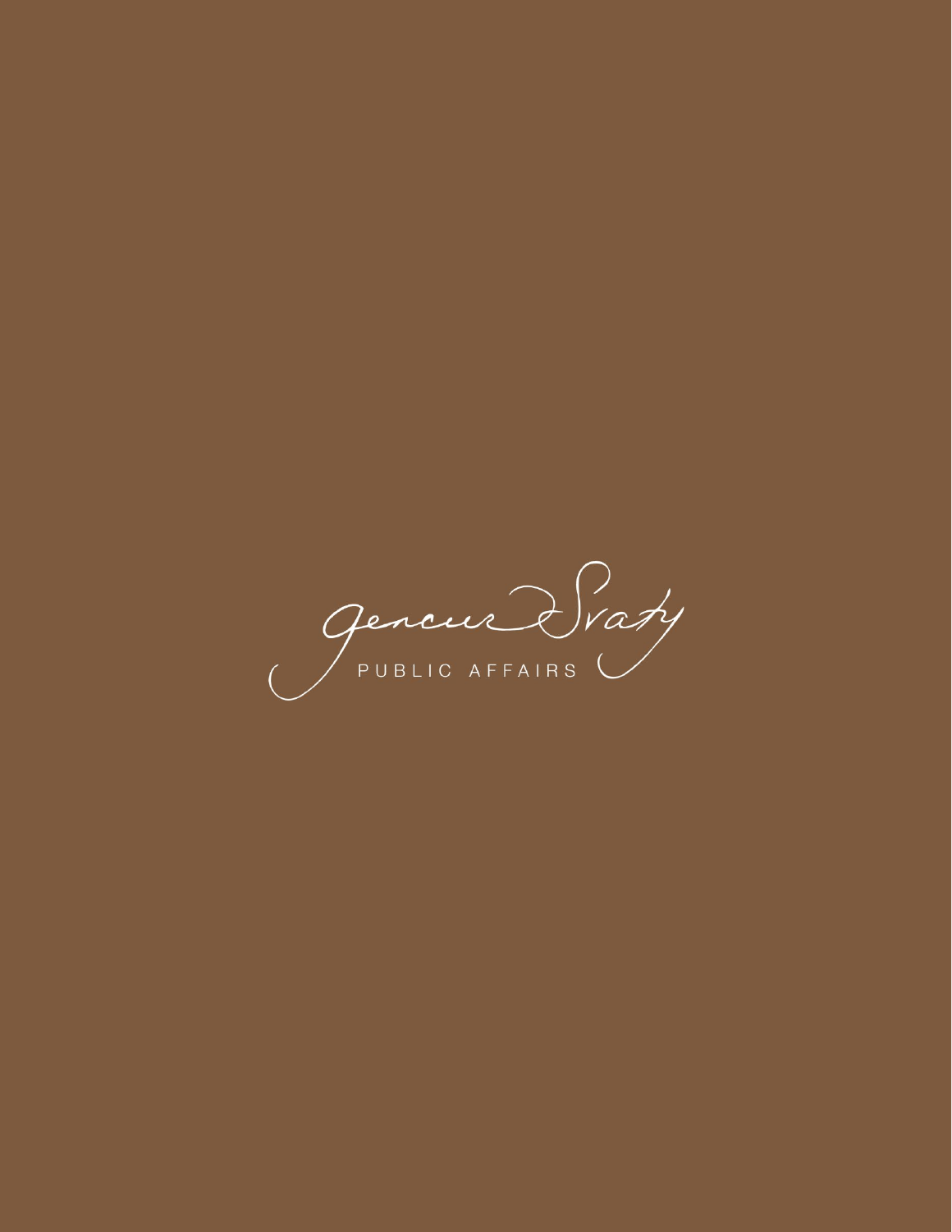Gencur Svaty

PUBLIC AFFAIRS